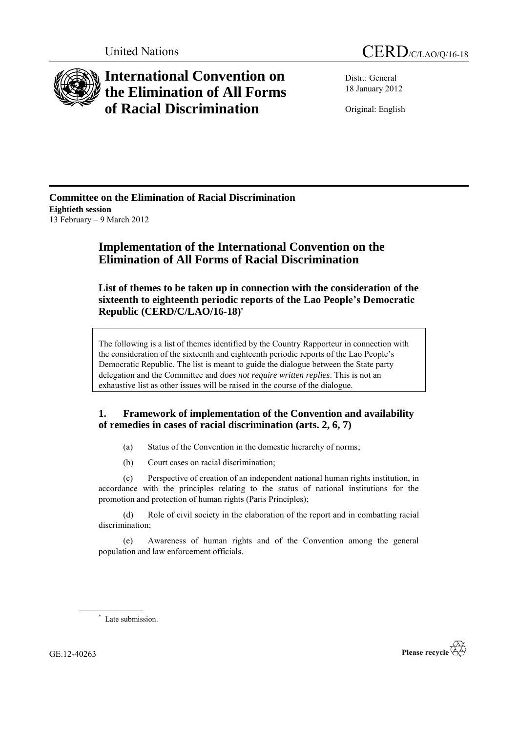United Nations CERD/C/LAO/Q/16-18

# International Convention on the Elimination of All Forms of Racial Discrimination

Distr.: General
18 January 2012

Original: English

**Committee on the Elimination of Racial Discrimination**
**Eightieth session**
13 February – 9 March 2012

## Implementation of the International Convention on the Elimination of All Forms of Racial Discrimination

### List of themes to be taken up in connection with the consideration of the sixteenth to eighteenth periodic reports of the Lao People's Democratic Republic (CERD/C/LAO/16-18)*

The following is a list of themes identified by the Country Rapporteur in connection with the consideration of the sixteenth and eighteenth periodic reports of the Lao People's Democratic Republic. The list is meant to guide the dialogue between the State party delegation and the Committee and *does not require written replies*. This is not an exhaustive list as other issues will be raised in the course of the dialogue.

### 1. Framework of implementation of the Convention and availability of remedies in cases of racial discrimination (arts. 2, 6, 7)

(a) Status of the Convention in the domestic hierarchy of norms;

(b) Court cases on racial discrimination;

(c) Perspective of creation of an independent national human rights institution, in accordance with the principles relating to the status of national institutions for the promotion and protection of human rights (Paris Principles);

(d) Role of civil society in the elaboration of the report and in combatting racial discrimination;

(e) Awareness of human rights and of the Convention among the general population and law enforcement officials.

* Late submission.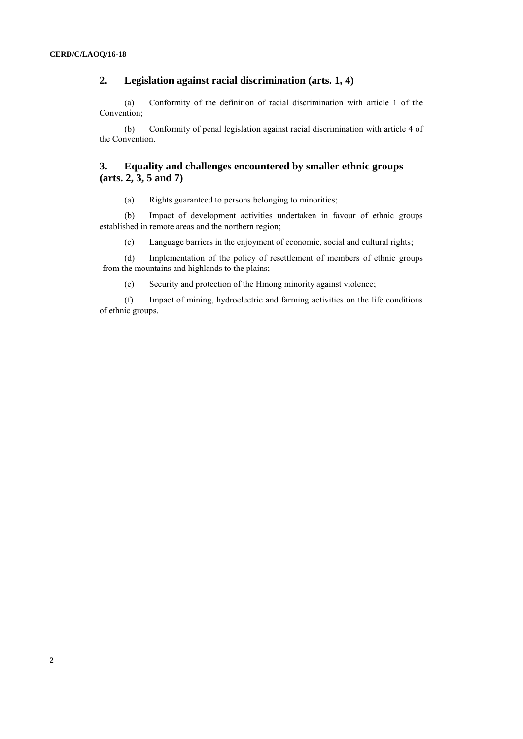## 2. Legislation against racial discrimination (arts. 1, 4)

(a) Conformity of the definition of racial discrimination with article 1 of the Convention;

(b) Conformity of penal legislation against racial discrimination with article 4 of the Convention.

## 3. Equality and challenges encountered by smaller ethnic groups (arts. 2, 3, 5 and 7)

(a) Rights guaranteed to persons belonging to minorities;

(b) Impact of development activities undertaken in favour of ethnic groups established in remote areas and the northern region;

(c) Language barriers in the enjoyment of economic, social and cultural rights;

(d) Implementation of the policy of resettlement of members of ethnic groups from the mountains and highlands to the plains;

(e) Security and protection of the Hmong minority against violence;

(f) Impact of mining, hydroelectric and farming activities on the life conditions of ethnic groups.